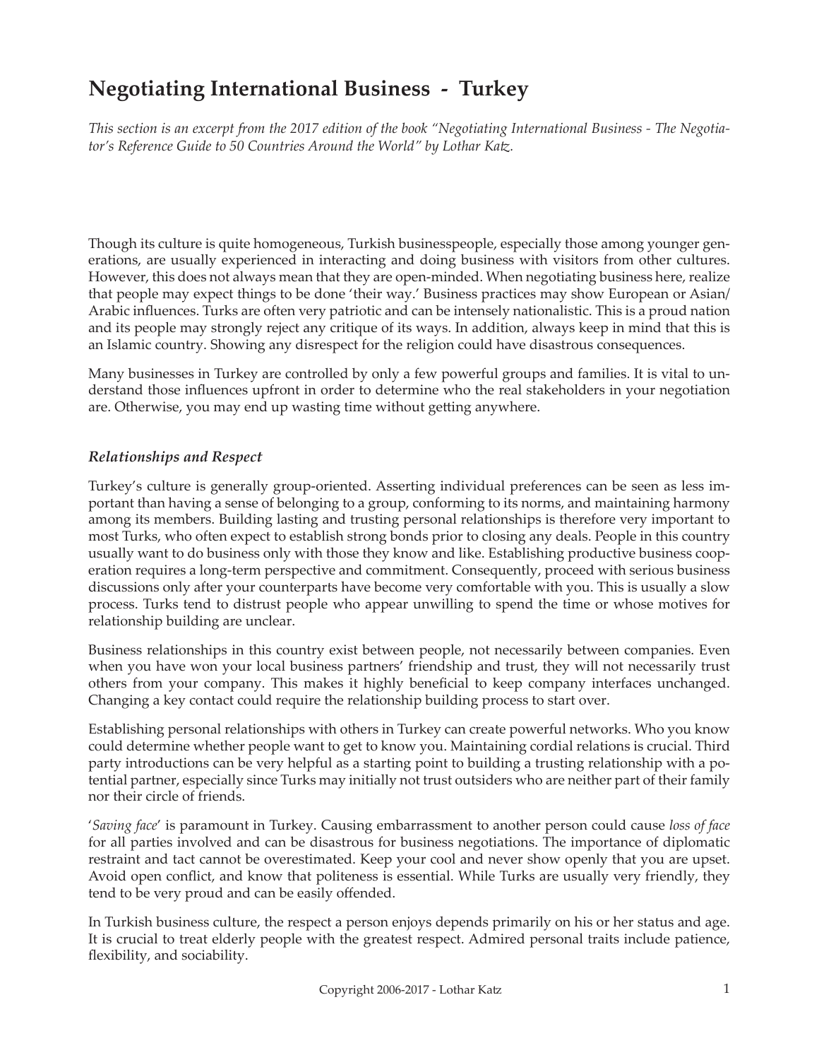# Negotiating International Business - Turkey

*This section is an excerpt from the 2017 edition of the book "Negotiating International Business - The Negotiator's Reference Guide to 50 Countries Around the World" by Lothar Katz.*

Though its culture is quite homogeneous, Turkish businesspeople, especially those among younger generations, are usually experienced in interacting and doing business with visitors from other cultures. However, this does not always mean that they are open-minded. When negotiating business here, realize that people may expect things to be done 'their way.' Business practices may show European or Asian/Arabic influences. Turks are often very patriotic and can be intensely nationalistic. This is a proud nation and its people may strongly reject any critique of its ways. In addition, always keep in mind that this is an Islamic country. Showing any disrespect for the religion could have disastrous consequences.

Many businesses in Turkey are controlled by only a few powerful groups and families. It is vital to understand those influences upfront in order to determine who the real stakeholders in your negotiation are. Otherwise, you may end up wasting time without getting anywhere.

### *Relationships and Respect*

Turkey's culture is generally group-oriented. Asserting individual preferences can be seen as less important than having a sense of belonging to a group, conforming to its norms, and maintaining harmony among its members. Building lasting and trusting personal relationships is therefore very important to most Turks, who often expect to establish strong bonds prior to closing any deals. People in this country usually want to do business only with those they know and like. Establishing productive business cooperation requires a long-term perspective and commitment. Consequently, proceed with serious business discussions only after your counterparts have become very comfortable with you. This is usually a slow process. Turks tend to distrust people who appear unwilling to spend the time or whose motives for relationship building are unclear.

Business relationships in this country exist between people, not necessarily between companies. Even when you have won your local business partners' friendship and trust, they will not necessarily trust others from your company. This makes it highly beneficial to keep company interfaces unchanged. Changing a key contact could require the relationship building process to start over.

Establishing personal relationships with others in Turkey can create powerful networks. Who you know could determine whether people want to get to know you. Maintaining cordial relations is crucial. Third party introductions can be very helpful as a starting point to building a trusting relationship with a potential partner, especially since Turks may initially not trust outsiders who are neither part of their family nor their circle of friends.

'*Saving face*' is paramount in Turkey. Causing embarrassment to another person could cause *loss of face* for all parties involved and can be disastrous for business negotiations. The importance of diplomatic restraint and tact cannot be overestimated. Keep your cool and never show openly that you are upset. Avoid open conflict, and know that politeness is essential. While Turks are usually very friendly, they tend to be very proud and can be easily offended.

In Turkish business culture, the respect a person enjoys depends primarily on his or her status and age. It is crucial to treat elderly people with the greatest respect. Admired personal traits include patience, flexibility, and sociability.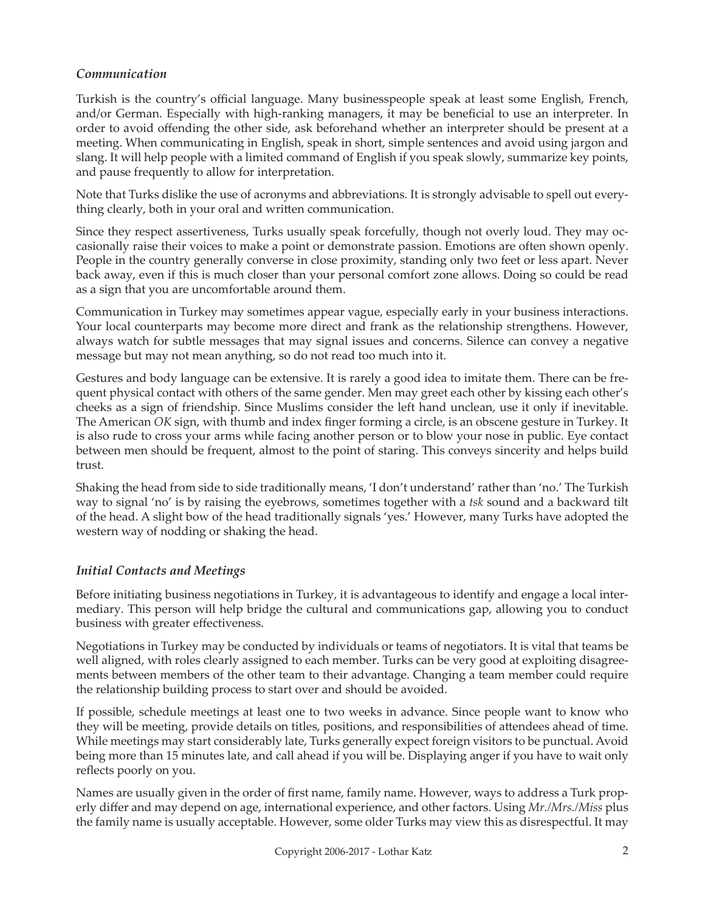### *Communication*

Turkish is the country's official language. Many businesspeople speak at least some English, French, and/or German. Especially with high-ranking managers, it may be beneficial to use an interpreter. In order to avoid offending the other side, ask beforehand whether an interpreter should be present at a meeting. When communicating in English, speak in short, simple sentences and avoid using jargon and slang. It will help people with a limited command of English if you speak slowly, summarize key points, and pause frequently to allow for interpretation.

Note that Turks dislike the use of acronyms and abbreviations. It is strongly advisable to spell out everything clearly, both in your oral and written communication.

Since they respect assertiveness, Turks usually speak forcefully, though not overly loud. They may occasionally raise their voices to make a point or demonstrate passion. Emotions are often shown openly. People in the country generally converse in close proximity, standing only two feet or less apart. Never back away, even if this is much closer than your personal comfort zone allows. Doing so could be read as a sign that you are uncomfortable around them.

Communication in Turkey may sometimes appear vague, especially early in your business interactions. Your local counterparts may become more direct and frank as the relationship strengthens. However, always watch for subtle messages that may signal issues and concerns. Silence can convey a negative message but may not mean anything, so do not read too much into it.

Gestures and body language can be extensive. It is rarely a good idea to imitate them. There can be frequent physical contact with others of the same gender. Men may greet each other by kissing each other's cheeks as a sign of friendship. Since Muslims consider the left hand unclean, use it only if inevitable. The American *OK* sign, with thumb and index finger forming a circle, is an obscene gesture in Turkey. It is also rude to cross your arms while facing another person or to blow your nose in public. Eye contact between men should be frequent, almost to the point of staring. This conveys sincerity and helps build trust.

Shaking the head from side to side traditionally means, 'I don't understand' rather than 'no.' The Turkish way to signal 'no' is by raising the eyebrows, sometimes together with a *tsk* sound and a backward tilt of the head. A slight bow of the head traditionally signals 'yes.' However, many Turks have adopted the western way of nodding or shaking the head.

### *Initial Contacts and Meetings*

Before initiating business negotiations in Turkey, it is advantageous to identify and engage a local intermediary. This person will help bridge the cultural and communications gap, allowing you to conduct business with greater effectiveness.

Negotiations in Turkey may be conducted by individuals or teams of negotiators. It is vital that teams be well aligned, with roles clearly assigned to each member. Turks can be very good at exploiting disagreements between members of the other team to their advantage. Changing a team member could require the relationship building process to start over and should be avoided.

If possible, schedule meetings at least one to two weeks in advance. Since people want to know who they will be meeting, provide details on titles, positions, and responsibilities of attendees ahead of time. While meetings may start considerably late, Turks generally expect foreign visitors to be punctual. Avoid being more than 15 minutes late, and call ahead if you will be. Displaying anger if you have to wait only reflects poorly on you.

Names are usually given in the order of first name, family name. However, ways to address a Turk properly differ and may depend on age, international experience, and other factors. Using *Mr./Mrs./Miss* plus the family name is usually acceptable. However, some older Turks may view this as disrespectful. It may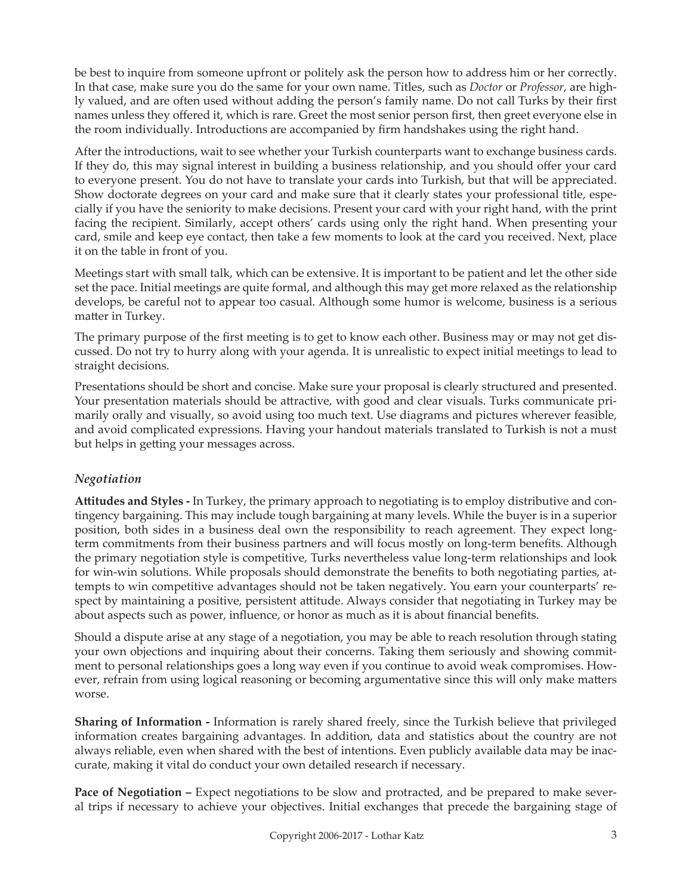be best to inquire from someone upfront or politely ask the person how to address him or her correctly. In that case, make sure you do the same for your own name. Titles, such as *Doctor* or *Professor*, are highly valued, and are often used without adding the person's family name. Do not call Turks by their first names unless they offered it, which is rare. Greet the most senior person first, then greet everyone else in the room individually. Introductions are accompanied by firm handshakes using the right hand.

After the introductions, wait to see whether your Turkish counterparts want to exchange business cards. If they do, this may signal interest in building a business relationship, and you should offer your card to everyone present. You do not have to translate your cards into Turkish, but that will be appreciated. Show doctorate degrees on your card and make sure that it clearly states your professional title, especially if you have the seniority to make decisions. Present your card with your right hand, with the print facing the recipient. Similarly, accept others' cards using only the right hand. When presenting your card, smile and keep eye contact, then take a few moments to look at the card you received. Next, place it on the table in front of you.

Meetings start with small talk, which can be extensive. It is important to be patient and let the other side set the pace. Initial meetings are quite formal, and although this may get more relaxed as the relationship develops, be careful not to appear too casual. Although some humor is welcome, business is a serious matter in Turkey.

The primary purpose of the first meeting is to get to know each other. Business may or may not get discussed. Do not try to hurry along with your agenda. It is unrealistic to expect initial meetings to lead to straight decisions.

Presentations should be short and concise. Make sure your proposal is clearly structured and presented. Your presentation materials should be attractive, with good and clear visuals. Turks communicate primarily orally and visually, so avoid using too much text. Use diagrams and pictures wherever feasible, and avoid complicated expressions. Having your handout materials translated to Turkish is not a must but helps in getting your messages across.

### *Negotiation*

**Attitudes and Styles -** In Turkey, the primary approach to negotiating is to employ distributive and contingency bargaining. This may include tough bargaining at many levels. While the buyer is in a superior position, both sides in a business deal own the responsibility to reach agreement. They expect long-term commitments from their business partners and will focus mostly on long-term benefits. Although the primary negotiation style is competitive, Turks nevertheless value long-term relationships and look for win-win solutions. While proposals should demonstrate the benefits to both negotiating parties, attempts to win competitive advantages should not be taken negatively. You earn your counterparts' respect by maintaining a positive, persistent attitude. Always consider that negotiating in Turkey may be about aspects such as power, influence, or honor as much as it is about financial benefits.

Should a dispute arise at any stage of a negotiation, you may be able to reach resolution through stating your own objections and inquiring about their concerns. Taking them seriously and showing commitment to personal relationships goes a long way even if you continue to avoid weak compromises. However, refrain from using logical reasoning or becoming argumentative since this will only make matters worse.

**Sharing of Information -** Information is rarely shared freely, since the Turkish believe that privileged information creates bargaining advantages. In addition, data and statistics about the country are not always reliable, even when shared with the best of intentions. Even publicly available data may be inaccurate, making it vital do conduct your own detailed research if necessary.

**Pace of Negotiation –** Expect negotiations to be slow and protracted, and be prepared to make several trips if necessary to achieve your objectives. Initial exchanges that precede the bargaining stage of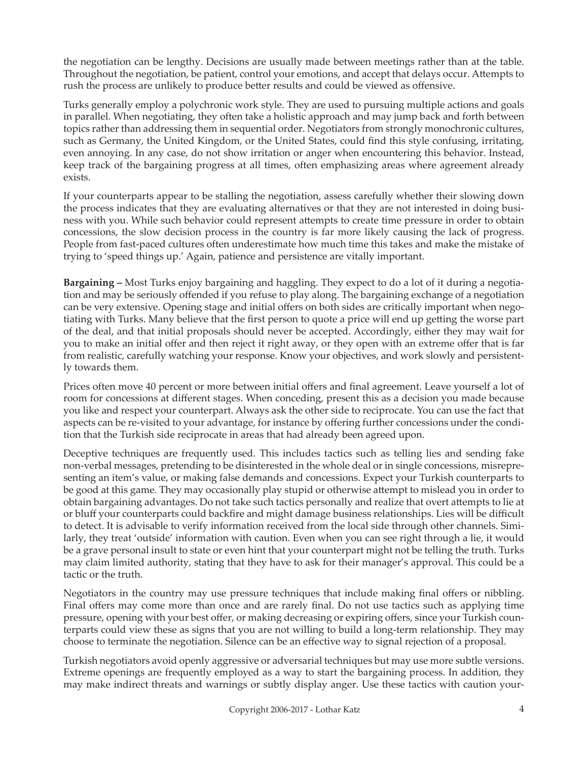the negotiation can be lengthy. Decisions are usually made between meetings rather than at the table. Throughout the negotiation, be patient, control your emotions, and accept that delays occur. Attempts to rush the process are unlikely to produce better results and could be viewed as offensive.

Turks generally employ a polychronic work style. They are used to pursuing multiple actions and goals in parallel. When negotiating, they often take a holistic approach and may jump back and forth between topics rather than addressing them in sequential order. Negotiators from strongly monochronic cultures, such as Germany, the United Kingdom, or the United States, could find this style confusing, irritating, even annoying. In any case, do not show irritation or anger when encountering this behavior. Instead, keep track of the bargaining progress at all times, often emphasizing areas where agreement already exists.

If your counterparts appear to be stalling the negotiation, assess carefully whether their slowing down the process indicates that they are evaluating alternatives or that they are not interested in doing business with you. While such behavior could represent attempts to create time pressure in order to obtain concessions, the slow decision process in the country is far more likely causing the lack of progress. People from fast-paced cultures often underestimate how much time this takes and make the mistake of trying to 'speed things up.' Again, patience and persistence are vitally important.

**Bargaining –** Most Turks enjoy bargaining and haggling. They expect to do a lot of it during a negotiation and may be seriously offended if you refuse to play along. The bargaining exchange of a negotiation can be very extensive. Opening stage and initial offers on both sides are critically important when negotiating with Turks. Many believe that the first person to quote a price will end up getting the worse part of the deal, and that initial proposals should never be accepted. Accordingly, either they may wait for you to make an initial offer and then reject it right away, or they open with an extreme offer that is far from realistic, carefully watching your response. Know your objectives, and work slowly and persistently towards them.

Prices often move 40 percent or more between initial offers and final agreement. Leave yourself a lot of room for concessions at different stages. When conceding, present this as a decision you made because you like and respect your counterpart. Always ask the other side to reciprocate. You can use the fact that aspects can be re-visited to your advantage, for instance by offering further concessions under the condition that the Turkish side reciprocate in areas that had already been agreed upon.

Deceptive techniques are frequently used. This includes tactics such as telling lies and sending fake non-verbal messages, pretending to be disinterested in the whole deal or in single concessions, misrepresenting an item's value, or making false demands and concessions. Expect your Turkish counterparts to be good at this game. They may occasionally play stupid or otherwise attempt to mislead you in order to obtain bargaining advantages. Do not take such tactics personally and realize that overt attempts to lie at or bluff your counterparts could backfire and might damage business relationships. Lies will be difficult to detect. It is advisable to verify information received from the local side through other channels. Similarly, they treat 'outside' information with caution. Even when you can see right through a lie, it would be a grave personal insult to state or even hint that your counterpart might not be telling the truth. Turks may claim limited authority, stating that they have to ask for their manager's approval. This could be a tactic or the truth.

Negotiators in the country may use pressure techniques that include making final offers or nibbling. Final offers may come more than once and are rarely final. Do not use tactics such as applying time pressure, opening with your best offer, or making decreasing or expiring offers, since your Turkish counterparts could view these as signs that you are not willing to build a long-term relationship. They may choose to terminate the negotiation. Silence can be an effective way to signal rejection of a proposal.

Turkish negotiators avoid openly aggressive or adversarial techniques but may use more subtle versions. Extreme openings are frequently employed as a way to start the bargaining process. In addition, they may make indirect threats and warnings or subtly display anger. Use these tactics with caution your-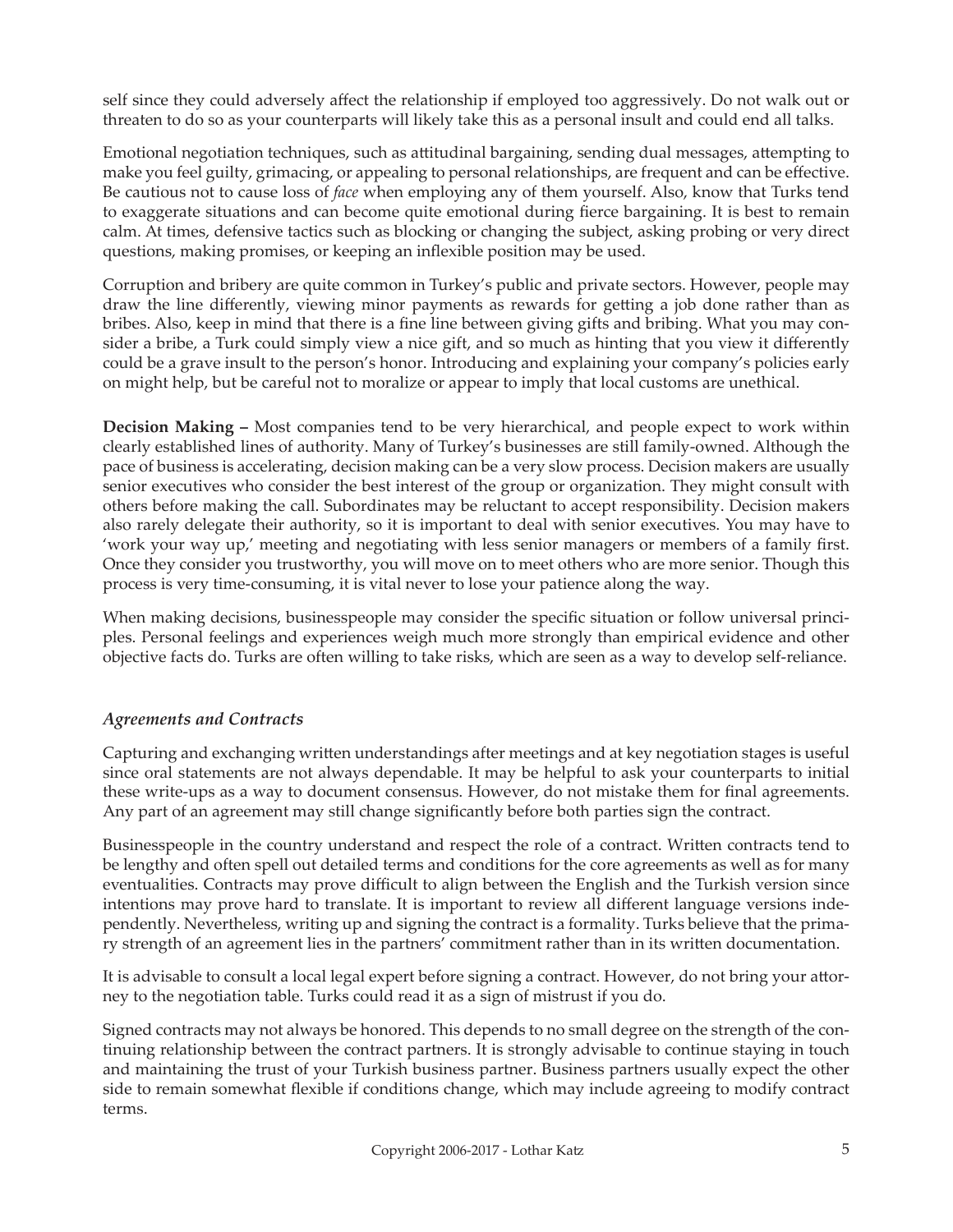self since they could adversely affect the relationship if employed too aggressively. Do not walk out or threaten to do so as your counterparts will likely take this as a personal insult and could end all talks.

Emotional negotiation techniques, such as attitudinal bargaining, sending dual messages, attempting to make you feel guilty, grimacing, or appealing to personal relationships, are frequent and can be effective. Be cautious not to cause loss of *face* when employing any of them yourself. Also, know that Turks tend to exaggerate situations and can become quite emotional during fierce bargaining. It is best to remain calm. At times, defensive tactics such as blocking or changing the subject, asking probing or very direct questions, making promises, or keeping an inflexible position may be used.

Corruption and bribery are quite common in Turkey's public and private sectors. However, people may draw the line differently, viewing minor payments as rewards for getting a job done rather than as bribes. Also, keep in mind that there is a fine line between giving gifts and bribing. What you may consider a bribe, a Turk could simply view a nice gift, and so much as hinting that you view it differently could be a grave insult to the person's honor. Introducing and explaining your company's policies early on might help, but be careful not to moralize or appear to imply that local customs are unethical.

**Decision Making –** Most companies tend to be very hierarchical, and people expect to work within clearly established lines of authority. Many of Turkey's businesses are still family-owned. Although the pace of business is accelerating, decision making can be a very slow process. Decision makers are usually senior executives who consider the best interest of the group or organization. They might consult with others before making the call. Subordinates may be reluctant to accept responsibility. Decision makers also rarely delegate their authority, so it is important to deal with senior executives. You may have to 'work your way up,' meeting and negotiating with less senior managers or members of a family first. Once they consider you trustworthy, you will move on to meet others who are more senior. Though this process is very time-consuming, it is vital never to lose your patience along the way.

When making decisions, businesspeople may consider the specific situation or follow universal principles. Personal feelings and experiences weigh much more strongly than empirical evidence and other objective facts do. Turks are often willing to take risks, which are seen as a way to develop self-reliance.

### *Agreements and Contracts*

Capturing and exchanging written understandings after meetings and at key negotiation stages is useful since oral statements are not always dependable. It may be helpful to ask your counterparts to initial these write-ups as a way to document consensus. However, do not mistake them for final agreements. Any part of an agreement may still change significantly before both parties sign the contract.

Businesspeople in the country understand and respect the role of a contract. Written contracts tend to be lengthy and often spell out detailed terms and conditions for the core agreements as well as for many eventualities. Contracts may prove difficult to align between the English and the Turkish version since intentions may prove hard to translate. It is important to review all different language versions independently. Nevertheless, writing up and signing the contract is a formality. Turks believe that the primary strength of an agreement lies in the partners' commitment rather than in its written documentation.

It is advisable to consult a local legal expert before signing a contract. However, do not bring your attorney to the negotiation table. Turks could read it as a sign of mistrust if you do.

Signed contracts may not always be honored. This depends to no small degree on the strength of the continuing relationship between the contract partners. It is strongly advisable to continue staying in touch and maintaining the trust of your Turkish business partner. Business partners usually expect the other side to remain somewhat flexible if conditions change, which may include agreeing to modify contract terms.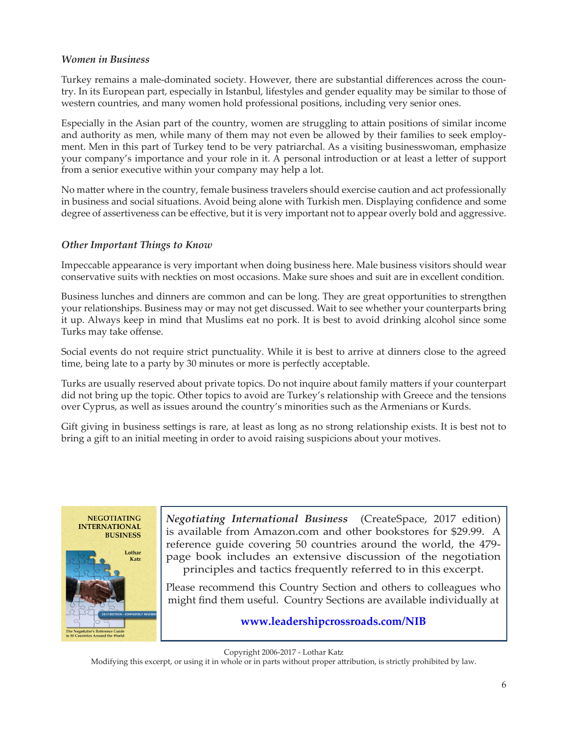*Women in Business*

Turkey remains a male-dominated society. However, there are substantial differences across the country. In its European part, especially in Istanbul, lifestyles and gender equality may be similar to those of western countries, and many women hold professional positions, including very senior ones.

Especially in the Asian part of the country, women are struggling to attain positions of similar income and authority as men, while many of them may not even be allowed by their families to seek employment. Men in this part of Turkey tend to be very patriarchal. As a visiting businesswoman, emphasize your company's importance and your role in it. A personal introduction or at least a letter of support from a senior executive within your company may help a lot.

No matter where in the country, female business travelers should exercise caution and act professionally in business and social situations. Avoid being alone with Turkish men. Displaying confidence and some degree of assertiveness can be effective, but it is very important not to appear overly bold and aggressive.

*Other Important Things to Know*

Impeccable appearance is very important when doing business here. Male business visitors should wear conservative suits with neckties on most occasions. Make sure shoes and suit are in excellent condition.

Business lunches and dinners are common and can be long. They are great opportunities to strengthen your relationships. Business may or may not get discussed. Wait to see whether your counterparts bring it up. Always keep in mind that Muslims eat no pork. It is best to avoid drinking alcohol since some Turks may take offense.

Social events do not require strict punctuality. While it is best to arrive at dinners close to the agreed time, being late to a party by 30 minutes or more is perfectly acceptable.

Turks are usually reserved about private topics. Do not inquire about family matters if your counterpart did not bring up the topic. Other topics to avoid are Turkey's relationship with Greece and the tensions over Cyprus, as well as issues around the country's minorities such as the Armenians or Kurds.

Gift giving in business settings is rare, at least as long as no strong relationship exists. It is best not to bring a gift to an initial meeting in order to avoid raising suspicions about your motives.

NEGOTIATING INTERNATIONAL BUSINESS

Lothar Katz

2017 EDITION - COMPLETELY REVISED

The Negotiator's Reference Guide to 50 Countries Around the World

*Negotiating International Business* (CreateSpace, 2017 edition) is available from Amazon.com and other bookstores for $29.99. A reference guide covering 50 countries around the world, the 479-page book includes an extensive discussion of the negotiation principles and tactics frequently referred to in this excerpt.

Please recommend this Country Section and others to colleagues who might find them useful. Country Sections are available individually at

**www.leadershipcrossroads.com/NIB**

Copyright 2006-2017 - Lothar Katz

Modifying this excerpt, or using it in whole or in parts without proper attribution, is strictly prohibited by law.